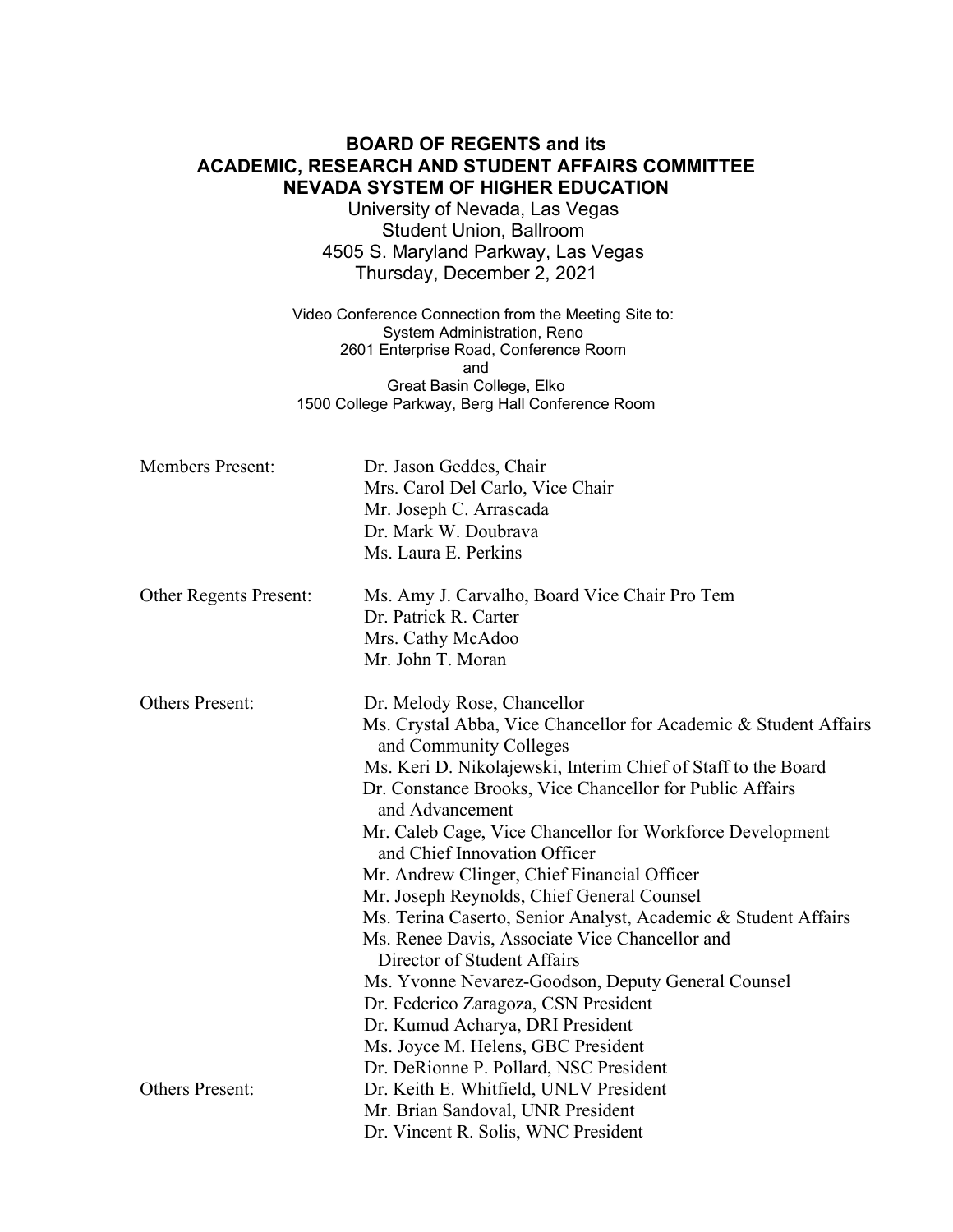**BOARD OF REGENTS and its**
**ACADEMIC, RESEARCH AND STUDENT AFFAIRS COMMITTEE**
**NEVADA SYSTEM OF HIGHER EDUCATION**

University of Nevada, Las Vegas
Student Union, Ballroom
4505 S. Maryland Parkway, Las Vegas
Thursday, December 2, 2021

Video Conference Connection from the Meeting Site to:
System Administration, Reno
2601 Enterprise Road, Conference Room
and
Great Basin College, Elko
1500 College Parkway, Berg Hall Conference Room

| | |
|---|---|
| Members Present: | Dr. Jason Geddes, Chair |
| | Mrs. Carol Del Carlo, Vice Chair |
| | Mr. Joseph C. Arrascada |
| | Dr. Mark W. Doubrava |
| | Ms. Laura E. Perkins |
| Other Regents Present: | Ms. Amy J. Carvalho, Board Vice Chair Pro Tem |
| | Dr. Patrick R. Carter |
| | Mrs. Cathy McAdoo |
| | Mr. John T. Moran |
| Others Present: | Dr. Melody Rose, Chancellor |
| | Ms. Crystal Abba, Vice Chancellor for Academic & Student Affairs and Community Colleges |
| | Ms. Keri D. Nikolajewski, Interim Chief of Staff to the Board |
| | Dr. Constance Brooks, Vice Chancellor for Public Affairs and Advancement |
| | Mr. Caleb Cage, Vice Chancellor for Workforce Development and Chief Innovation Officer |
| | Mr. Andrew Clinger, Chief Financial Officer |
| | Mr. Joseph Reynolds, Chief General Counsel |
| | Ms. Terina Caserto, Senior Analyst, Academic & Student Affairs |
| | Ms. Renee Davis, Associate Vice Chancellor and Director of Student Affairs |
| | Ms. Yvonne Nevarez-Goodson, Deputy General Counsel |
| | Dr. Federico Zaragoza, CSN President |
| | Dr. Kumud Acharya, DRI President |
| | Ms. Joyce M. Helens, GBC President |
| | Dr. DeRionne P. Pollard, NSC President |
| Others Present: | Dr. Keith E. Whitfield, UNLV President |
| | Mr. Brian Sandoval, UNR President |
| | Dr. Vincent R. Solis, WNC President |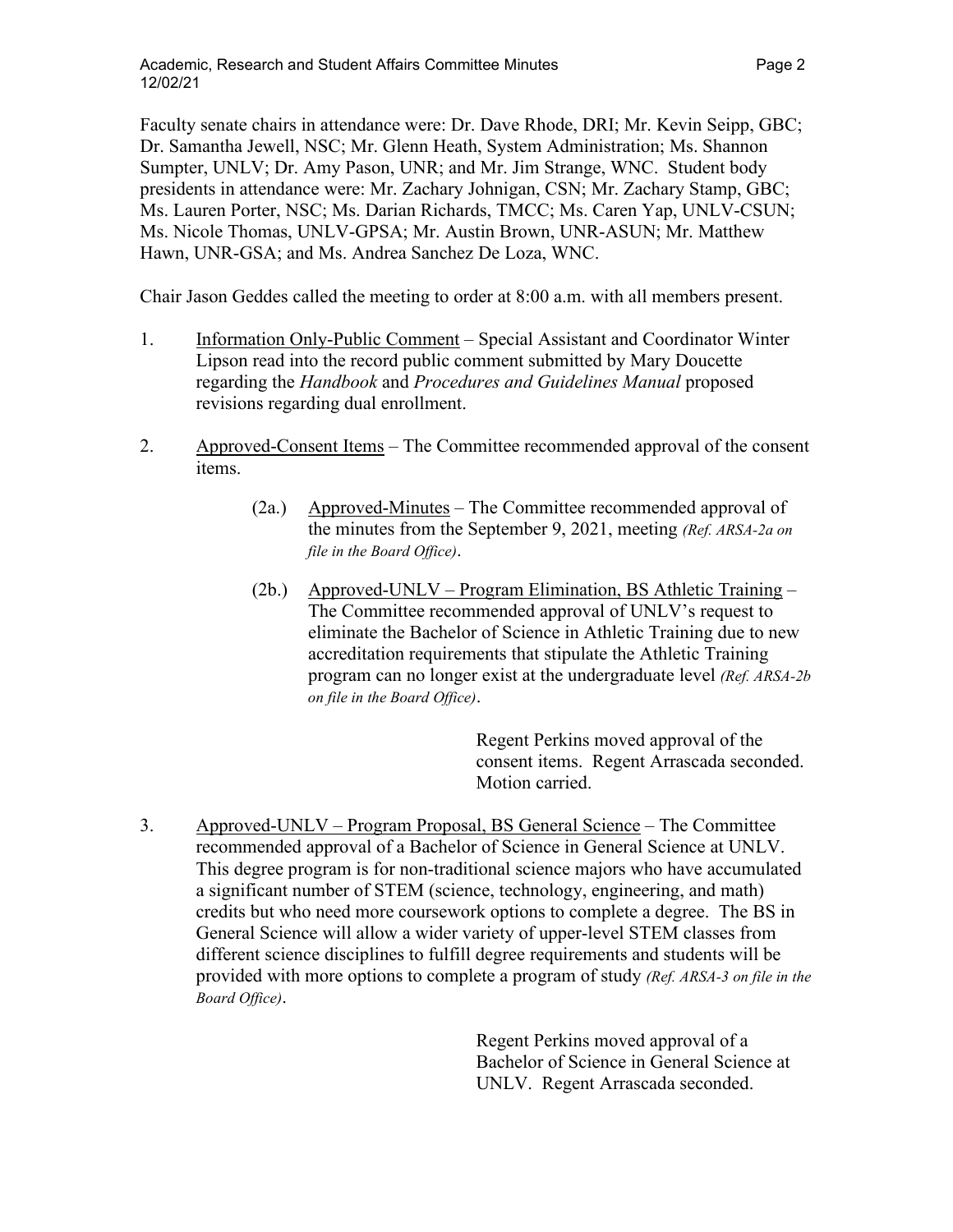Faculty senate chairs in attendance were: Dr. Dave Rhode, DRI; Mr. Kevin Seipp, GBC; Dr. Samantha Jewell, NSC; Mr. Glenn Heath, System Administration; Ms. Shannon Sumpter, UNLV; Dr. Amy Pason, UNR; and Mr. Jim Strange, WNC. Student body presidents in attendance were: Mr. Zachary Johnigan, CSN; Mr. Zachary Stamp, GBC; Ms. Lauren Porter, NSC; Ms. Darian Richards, TMCC; Ms. Caren Yap, UNLV-CSUN; Ms. Nicole Thomas, UNLV-GPSA; Mr. Austin Brown, UNR-ASUN; Mr. Matthew Hawn, UNR-GSA; and Ms. Andrea Sanchez De Loza, WNC.

Chair Jason Geddes called the meeting to order at 8:00 a.m. with all members present.

1. Information Only-Public Comment – Special Assistant and Coordinator Winter Lipson read into the record public comment submitted by Mary Doucette regarding the *Handbook* and *Procedures and Guidelines Manual* proposed revisions regarding dual enrollment.

2. Approved-Consent Items – The Committee recommended approval of the consent items.

   (2a.) Approved-Minutes – The Committee recommended approval of the minutes from the September 9, 2021, meeting *(Ref. ARSA-2a on file in the Board Office)*.

   (2b.) Approved-UNLV – Program Elimination, BS Athletic Training – The Committee recommended approval of UNLV's request to eliminate the Bachelor of Science in Athletic Training due to new accreditation requirements that stipulate the Athletic Training program can no longer exist at the undergraduate level *(Ref. ARSA-2b on file in the Board Office)*.

   Regent Perkins moved approval of the consent items. Regent Arrascada seconded. Motion carried.

3. Approved-UNLV – Program Proposal, BS General Science – The Committee recommended approval of a Bachelor of Science in General Science at UNLV. This degree program is for non-traditional science majors who have accumulated a significant number of STEM (science, technology, engineering, and math) credits but who need more coursework options to complete a degree. The BS in General Science will allow a wider variety of upper-level STEM classes from different science disciplines to fulfill degree requirements and students will be provided with more options to complete a program of study *(Ref. ARSA-3 on file in the Board Office)*.

   Regent Perkins moved approval of a Bachelor of Science in General Science at UNLV. Regent Arrascada seconded.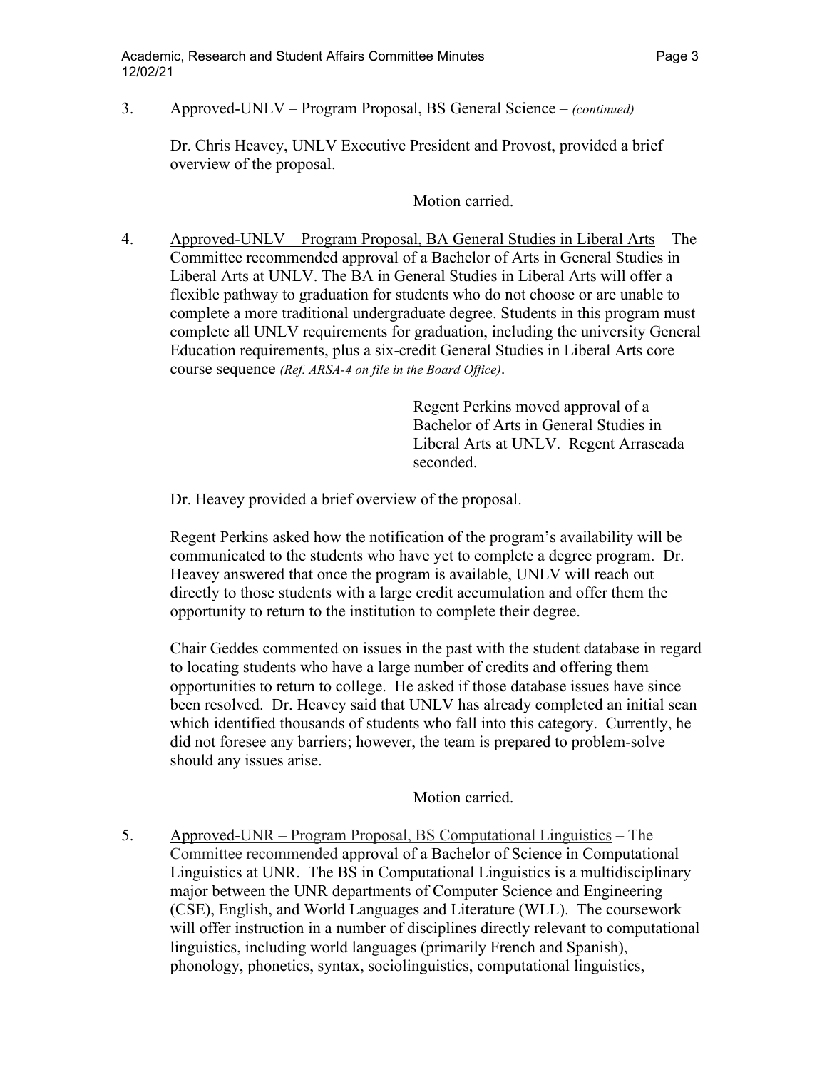3. Approved-UNLV – Program Proposal, BS General Science – *(continued)*

   Dr. Chris Heavey, UNLV Executive President and Provost, provided a brief overview of the proposal.

   Motion carried.

4. Approved-UNLV – Program Proposal, BA General Studies in Liberal Arts – The Committee recommended approval of a Bachelor of Arts in General Studies in Liberal Arts at UNLV. The BA in General Studies in Liberal Arts will offer a flexible pathway to graduation for students who do not choose or are unable to complete a more traditional undergraduate degree. Students in this program must complete all UNLV requirements for graduation, including the university General Education requirements, plus a six-credit General Studies in Liberal Arts core course sequence *(Ref. ARSA-4 on file in the Board Office)*.

   Regent Perkins moved approval of a Bachelor of Arts in General Studies in Liberal Arts at UNLV. Regent Arrascada seconded.

   Dr. Heavey provided a brief overview of the proposal.

   Regent Perkins asked how the notification of the program's availability will be communicated to the students who have yet to complete a degree program. Dr. Heavey answered that once the program is available, UNLV will reach out directly to those students with a large credit accumulation and offer them the opportunity to return to the institution to complete their degree.

   Chair Geddes commented on issues in the past with the student database in regard to locating students who have a large number of credits and offering them opportunities to return to college. He asked if those database issues have since been resolved. Dr. Heavey said that UNLV has already completed an initial scan which identified thousands of students who fall into this category. Currently, he did not foresee any barriers; however, the team is prepared to problem-solve should any issues arise.

   Motion carried.

5. Approved-UNR – Program Proposal, BS Computational Linguistics – The Committee recommended approval of a Bachelor of Science in Computational Linguistics at UNR. The BS in Computational Linguistics is a multidisciplinary major between the UNR departments of Computer Science and Engineering (CSE), English, and World Languages and Literature (WLL). The coursework will offer instruction in a number of disciplines directly relevant to computational linguistics, including world languages (primarily French and Spanish), phonology, phonetics, syntax, sociolinguistics, computational linguistics,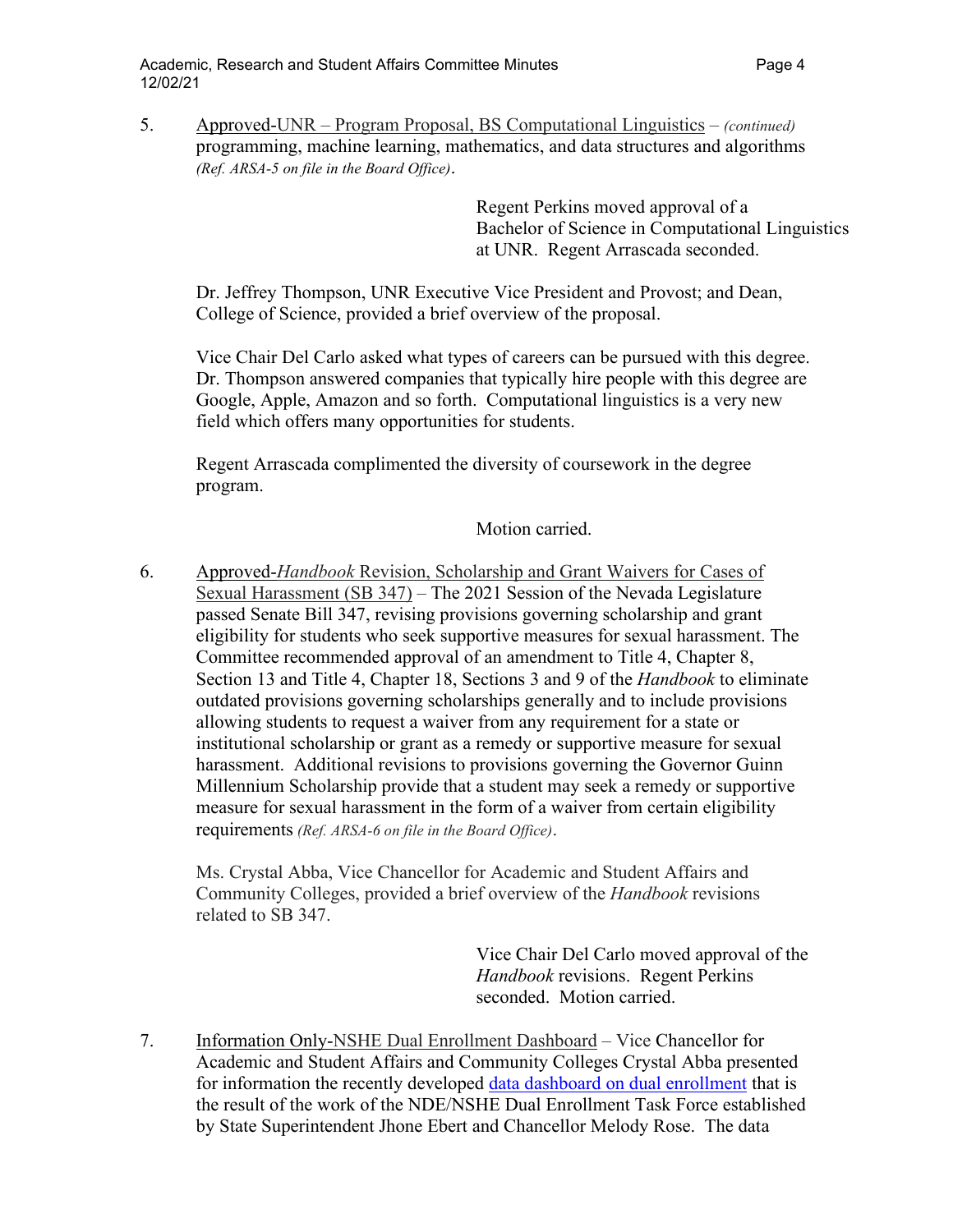5. Approved-UNR – Program Proposal, BS Computational Linguistics – *(continued)* programming, machine learning, mathematics, and data structures and algorithms *(Ref. ARSA-5 on file in the Board Office)*.

   Regent Perkins moved approval of a Bachelor of Science in Computational Linguistics at UNR. Regent Arrascada seconded.

   Dr. Jeffrey Thompson, UNR Executive Vice President and Provost; and Dean, College of Science, provided a brief overview of the proposal.

   Vice Chair Del Carlo asked what types of careers can be pursued with this degree. Dr. Thompson answered companies that typically hire people with this degree are Google, Apple, Amazon and so forth. Computational linguistics is a very new field which offers many opportunities for students.

   Regent Arrascada complimented the diversity of coursework in the degree program.

   Motion carried.

6. Approved-*Handbook* Revision, Scholarship and Grant Waivers for Cases of Sexual Harassment (SB 347) – The 2021 Session of the Nevada Legislature passed Senate Bill 347, revising provisions governing scholarship and grant eligibility for students who seek supportive measures for sexual harassment. The Committee recommended approval of an amendment to Title 4, Chapter 8, Section 13 and Title 4, Chapter 18, Sections 3 and 9 of the *Handbook* to eliminate outdated provisions governing scholarships generally and to include provisions allowing students to request a waiver from any requirement for a state or institutional scholarship or grant as a remedy or supportive measure for sexual harassment. Additional revisions to provisions governing the Governor Guinn Millennium Scholarship provide that a student may seek a remedy or supportive measure for sexual harassment in the form of a waiver from certain eligibility requirements *(Ref. ARSA-6 on file in the Board Office)*.

   Ms. Crystal Abba, Vice Chancellor for Academic and Student Affairs and Community Colleges, provided a brief overview of the *Handbook* revisions related to SB 347.

   Vice Chair Del Carlo moved approval of the *Handbook* revisions. Regent Perkins seconded. Motion carried.

7. Information Only-NSHE Dual Enrollment Dashboard – Vice Chancellor for Academic and Student Affairs and Community Colleges Crystal Abba presented for information the recently developed data dashboard on dual enrollment that is the result of the work of the NDE/NSHE Dual Enrollment Task Force established by State Superintendent Jhone Ebert and Chancellor Melody Rose. The data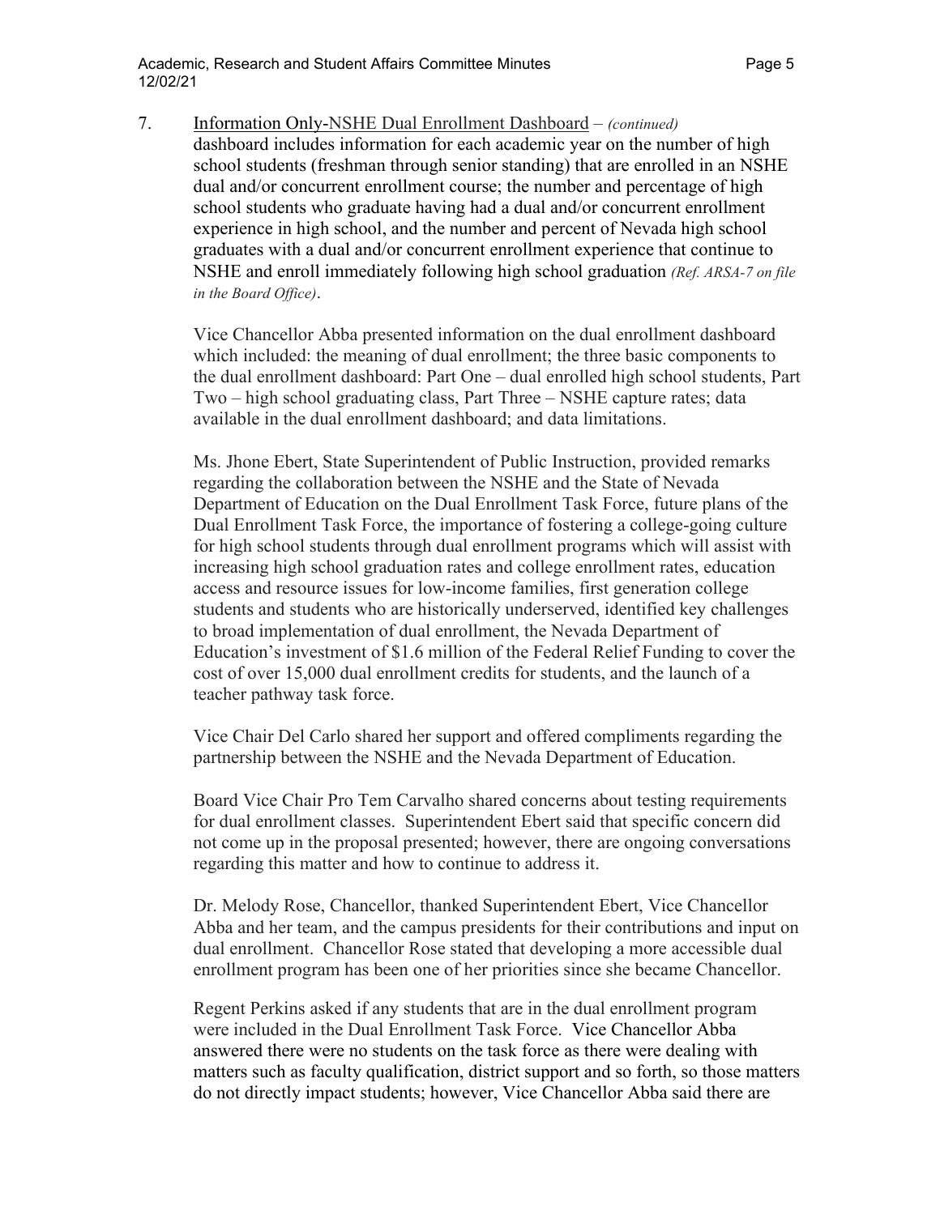7. <u>Information Only-NSHE Dual Enrollment Dashboard</u> – *(continued)*
   dashboard includes information for each academic year on the number of high school students (freshman through senior standing) that are enrolled in an NSHE dual and/or concurrent enrollment course; the number and percentage of high school students who graduate having had a dual and/or concurrent enrollment experience in high school, and the number and percent of Nevada high school graduates with a dual and/or concurrent enrollment experience that continue to NSHE and enroll immediately following high school graduation *(Ref. ARSA-7 on file in the Board Office)*.

   Vice Chancellor Abba presented information on the dual enrollment dashboard which included: the meaning of dual enrollment; the three basic components to the dual enrollment dashboard: Part One – dual enrolled high school students, Part Two – high school graduating class, Part Three – NSHE capture rates; data available in the dual enrollment dashboard; and data limitations.

   Ms. Jhone Ebert, State Superintendent of Public Instruction, provided remarks regarding the collaboration between the NSHE and the State of Nevada Department of Education on the Dual Enrollment Task Force, future plans of the Dual Enrollment Task Force, the importance of fostering a college-going culture for high school students through dual enrollment programs which will assist with increasing high school graduation rates and college enrollment rates, education access and resource issues for low-income families, first generation college students and students who are historically underserved, identified key challenges to broad implementation of dual enrollment, the Nevada Department of Education's investment of $1.6 million of the Federal Relief Funding to cover the cost of over 15,000 dual enrollment credits for students, and the launch of a teacher pathway task force.

   Vice Chair Del Carlo shared her support and offered compliments regarding the partnership between the NSHE and the Nevada Department of Education.

   Board Vice Chair Pro Tem Carvalho shared concerns about testing requirements for dual enrollment classes. Superintendent Ebert said that specific concern did not come up in the proposal presented; however, there are ongoing conversations regarding this matter and how to continue to address it.

   Dr. Melody Rose, Chancellor, thanked Superintendent Ebert, Vice Chancellor Abba and her team, and the campus presidents for their contributions and input on dual enrollment. Chancellor Rose stated that developing a more accessible dual enrollment program has been one of her priorities since she became Chancellor.

   Regent Perkins asked if any students that are in the dual enrollment program were included in the Dual Enrollment Task Force. Vice Chancellor Abba answered there were no students on the task force as there were dealing with matters such as faculty qualification, district support and so forth, so those matters do not directly impact students; however, Vice Chancellor Abba said there are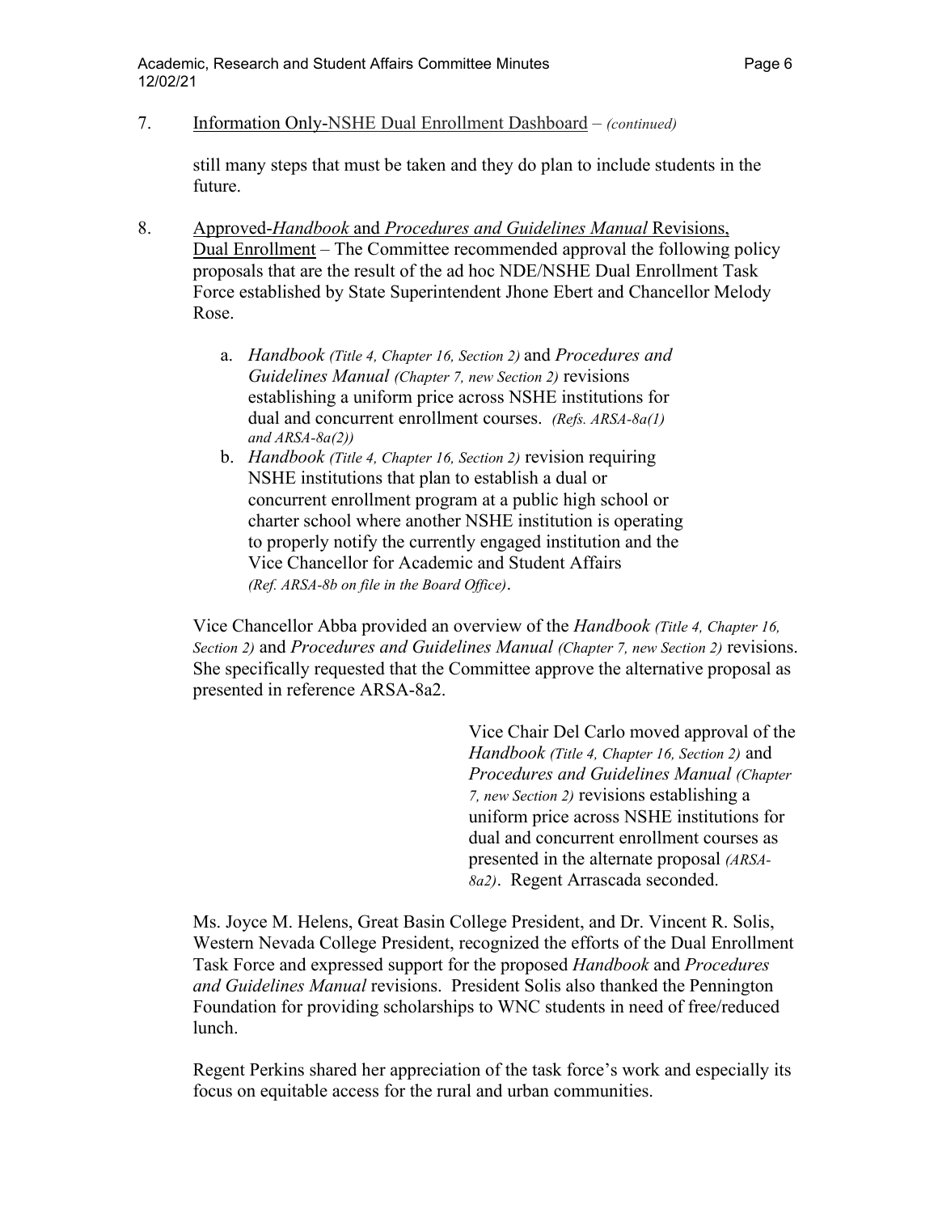7. Information Only-NSHE Dual Enrollment Dashboard – *(continued)*

still many steps that must be taken and they do plan to include students in the future.

8. Approved-*Handbook* and *Procedures and Guidelines Manual* Revisions, Dual Enrollment – The Committee recommended approval the following policy proposals that are the result of the ad hoc NDE/NSHE Dual Enrollment Task Force established by State Superintendent Jhone Ebert and Chancellor Melody Rose.

   a. *Handbook (Title 4, Chapter 16, Section 2)* and *Procedures and Guidelines Manual (Chapter 7, new Section 2)* revisions establishing a uniform price across NSHE institutions for dual and concurrent enrollment courses. *(Refs. ARSA-8a(1) and ARSA-8a(2))*
   b. *Handbook (Title 4, Chapter 16, Section 2)* revision requiring NSHE institutions that plan to establish a dual or concurrent enrollment program at a public high school or charter school where another NSHE institution is operating to properly notify the currently engaged institution and the Vice Chancellor for Academic and Student Affairs *(Ref. ARSA-8b on file in the Board Office)*.

Vice Chancellor Abba provided an overview of the *Handbook (Title 4, Chapter 16, Section 2)* and *Procedures and Guidelines Manual (Chapter 7, new Section 2)* revisions. She specifically requested that the Committee approve the alternative proposal as presented in reference ARSA-8a2.

> Vice Chair Del Carlo moved approval of the *Handbook (Title 4, Chapter 16, Section 2)* and *Procedures and Guidelines Manual (Chapter 7, new Section 2)* revisions establishing a uniform price across NSHE institutions for dual and concurrent enrollment courses as presented in the alternate proposal *(ARSA-8a2)*. Regent Arrascada seconded.

Ms. Joyce M. Helens, Great Basin College President, and Dr. Vincent R. Solis, Western Nevada College President, recognized the efforts of the Dual Enrollment Task Force and expressed support for the proposed *Handbook* and *Procedures and Guidelines Manual* revisions. President Solis also thanked the Pennington Foundation for providing scholarships to WNC students in need of free/reduced lunch.

Regent Perkins shared her appreciation of the task force's work and especially its focus on equitable access for the rural and urban communities.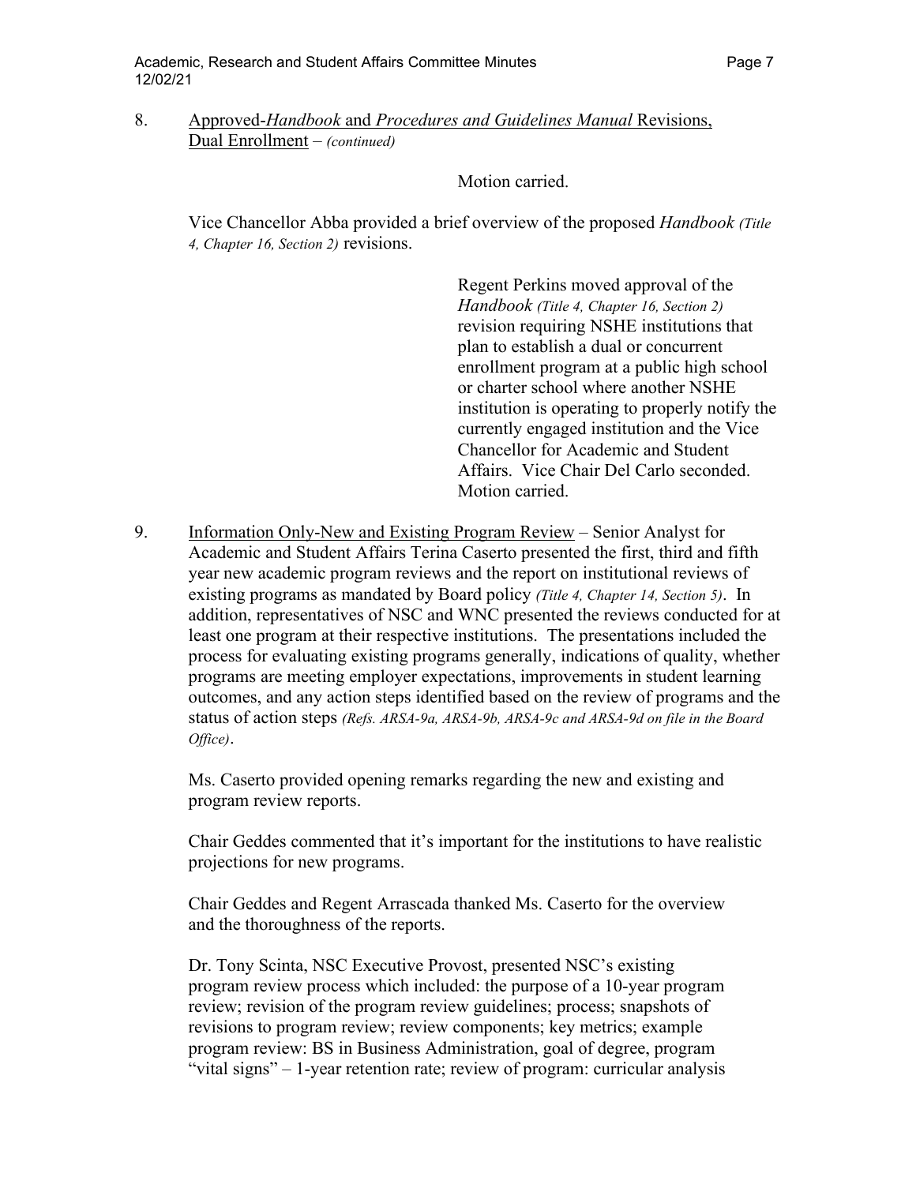8. <u>Approved-*Handbook* and *Procedures and Guidelines Manual* Revisions, Dual Enrollment</u> – *(continued)*

Motion carried.

Vice Chancellor Abba provided a brief overview of the proposed *Handbook (Title 4, Chapter 16, Section 2)* revisions.

> Regent Perkins moved approval of the *Handbook (Title 4, Chapter 16, Section 2)* revision requiring NSHE institutions that plan to establish a dual or concurrent enrollment program at a public high school or charter school where another NSHE institution is operating to properly notify the currently engaged institution and the Vice Chancellor for Academic and Student Affairs. Vice Chair Del Carlo seconded. Motion carried.

9. <u>Information Only-New and Existing Program Review</u> – Senior Analyst for Academic and Student Affairs Terina Caserto presented the first, third and fifth year new academic program reviews and the report on institutional reviews of existing programs as mandated by Board policy *(Title 4, Chapter 14, Section 5)*. In addition, representatives of NSC and WNC presented the reviews conducted for at least one program at their respective institutions. The presentations included the process for evaluating existing programs generally, indications of quality, whether programs are meeting employer expectations, improvements in student learning outcomes, and any action steps identified based on the review of programs and the status of action steps *(Refs. ARSA-9a, ARSA-9b, ARSA-9c and ARSA-9d on file in the Board Office)*.

   Ms. Caserto provided opening remarks regarding the new and existing and program review reports.

   Chair Geddes commented that it's important for the institutions to have realistic projections for new programs.

   Chair Geddes and Regent Arrascada thanked Ms. Caserto for the overview and the thoroughness of the reports.

   Dr. Tony Scinta, NSC Executive Provost, presented NSC's existing program review process which included: the purpose of a 10-year program review; revision of the program review guidelines; process; snapshots of revisions to program review; review components; key metrics; example program review: BS in Business Administration, goal of degree, program "vital signs" – 1-year retention rate; review of program: curricular analysis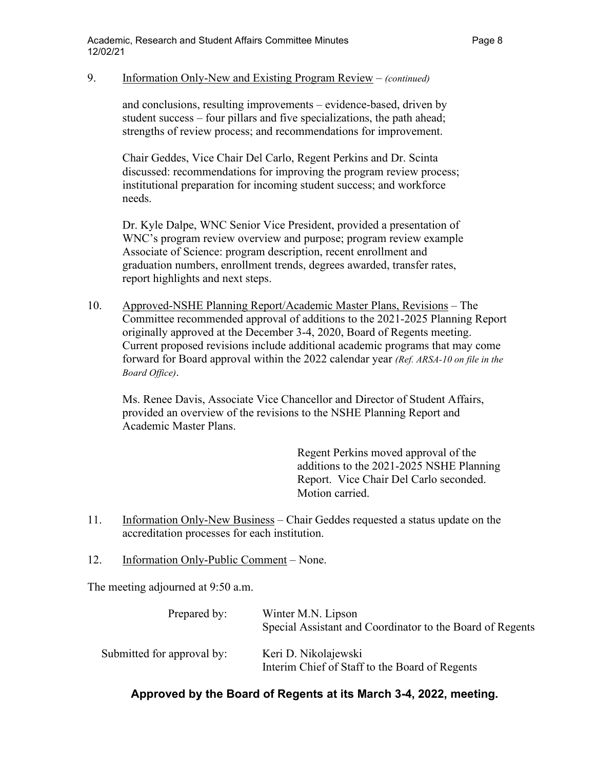9. Information Only-New and Existing Program Review – *(continued)*

   and conclusions, resulting improvements – evidence-based, driven by student success – four pillars and five specializations, the path ahead; strengths of review process; and recommendations for improvement.

   Chair Geddes, Vice Chair Del Carlo, Regent Perkins and Dr. Scinta discussed: recommendations for improving the program review process; institutional preparation for incoming student success; and workforce needs.

   Dr. Kyle Dalpe, WNC Senior Vice President, provided a presentation of WNC's program review overview and purpose; program review example Associate of Science: program description, recent enrollment and graduation numbers, enrollment trends, degrees awarded, transfer rates, report highlights and next steps.

10. Approved-NSHE Planning Report/Academic Master Plans, Revisions – The Committee recommended approval of additions to the 2021-2025 Planning Report originally approved at the December 3-4, 2020, Board of Regents meeting. Current proposed revisions include additional academic programs that may come forward for Board approval within the 2022 calendar year *(Ref. ARSA-10 on file in the Board Office)*.

    Ms. Renee Davis, Associate Vice Chancellor and Director of Student Affairs, provided an overview of the revisions to the NSHE Planning Report and Academic Master Plans.

    Regent Perkins moved approval of the additions to the 2021-2025 NSHE Planning Report. Vice Chair Del Carlo seconded. Motion carried.

11. Information Only-New Business – Chair Geddes requested a status update on the accreditation processes for each institution.

12. Information Only-Public Comment – None.

The meeting adjourned at 9:50 a.m.

Prepared by: Winter M.N. Lipson
Special Assistant and Coordinator to the Board of Regents

Submitted for approval by: Keri D. Nikolajewski
Interim Chief of Staff to the Board of Regents

**Approved by the Board of Regents at its March 3-4, 2022, meeting.**